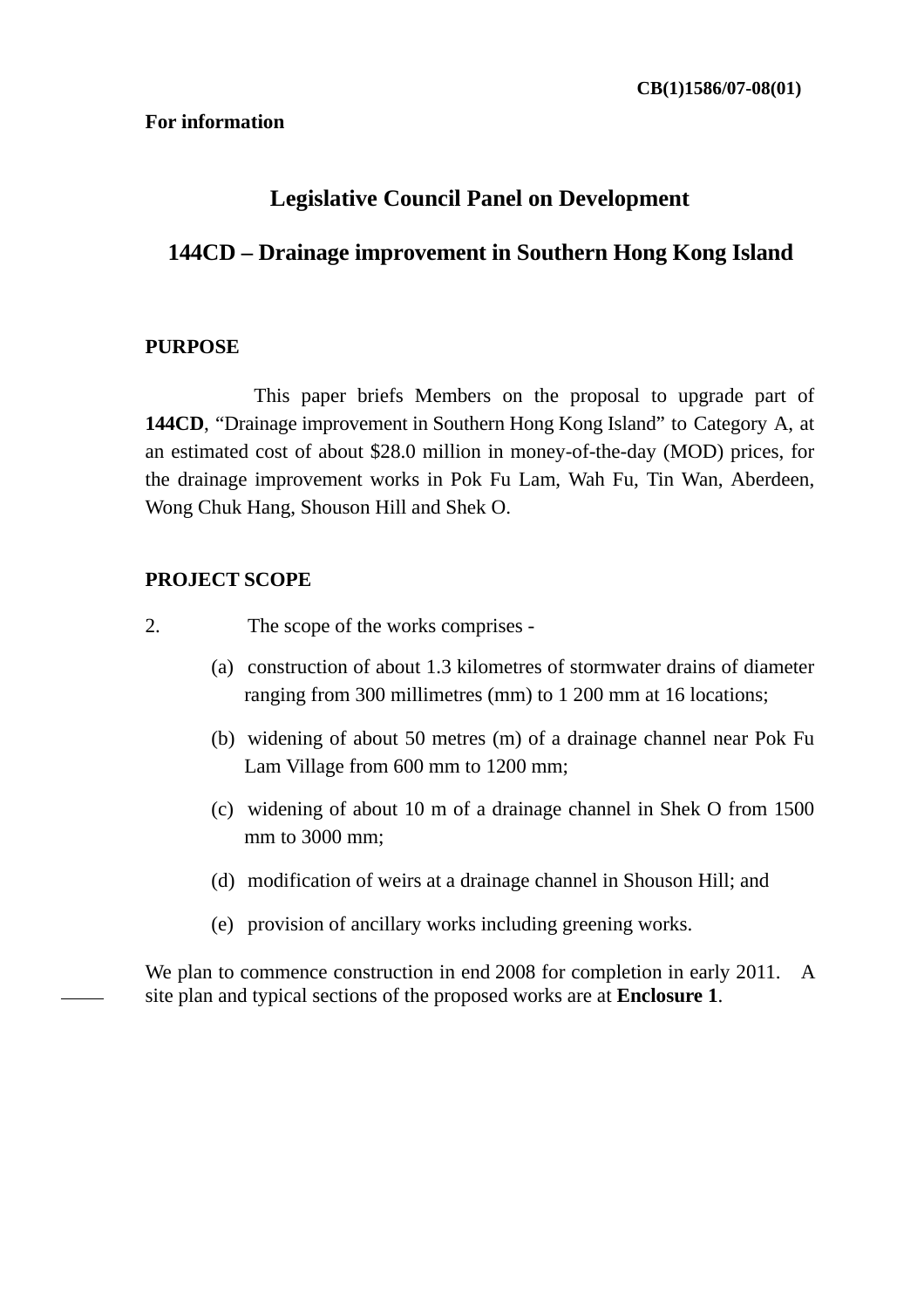CB(1)1586/07-08(01)

**For information**

# Legislative Council Panel on Development

## 144CD – Drainage improvement in Southern Hong Kong Island

### PURPOSE

This paper briefs Members on the proposal to upgrade part of **144CD**, "Drainage improvement in Southern Hong Kong Island" to Category A, at an estimated cost of about $28.0 million in money-of-the-day (MOD) prices, for the drainage improvement works in Pok Fu Lam, Wah Fu, Tin Wan, Aberdeen, Wong Chuk Hang, Shouson Hill and Shek O.

### PROJECT SCOPE

2. The scope of the works comprises -

(a) construction of about 1.3 kilometres of stormwater drains of diameter ranging from 300 millimetres (mm) to 1 200 mm at 16 locations;

(b) widening of about 50 metres (m) of a drainage channel near Pok Fu Lam Village from 600 mm to 1200 mm;

(c) widening of about 10 m of a drainage channel in Shek O from 1500 mm to 3000 mm;

(d) modification of weirs at a drainage channel in Shouson Hill; and

(e) provision of ancillary works including greening works.

We plan to commence construction in end 2008 for completion in early 2011. A site plan and typical sections of the proposed works are at **Enclosure 1**.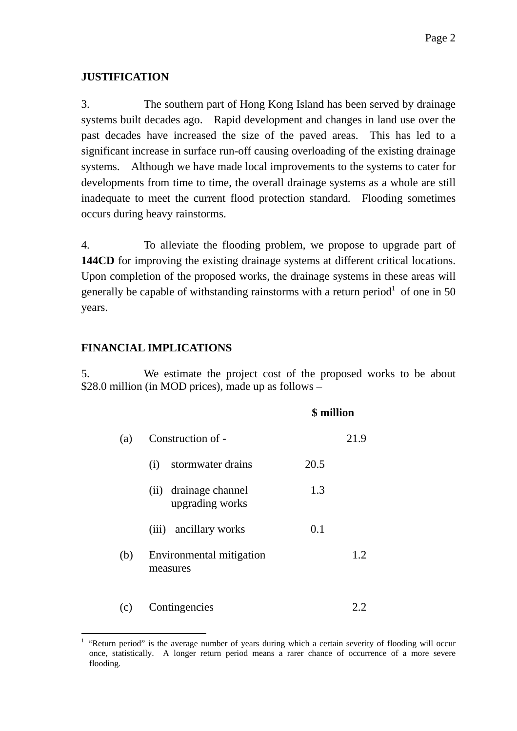## JUSTIFICATION

3. The southern part of Hong Kong Island has been served by drainage systems built decades ago. Rapid development and changes in land use over the past decades have increased the size of the paved areas. This has led to a significant increase in surface run-off causing overloading of the existing drainage systems. Although we have made local improvements to the systems to cater for developments from time to time, the overall drainage systems as a whole are still inadequate to meet the current flood protection standard. Flooding sometimes occurs during heavy rainstorms.

4. To alleviate the flooding problem, we propose to upgrade part of **144CD** for improving the existing drainage systems at different critical locations. Upon completion of the proposed works, the drainage systems in these areas will generally be capable of withstanding rainstorms with a return period[1] of one in 50 years.

## FINANCIAL IMPLICATIONS

5. We estimate the project cost of the proposed works to be about $28.0 million (in MOD prices), made up as follows –

| | | | $ million |
|---|---|---|---|
| (a) | Construction of - | | 21.9 |
| | (i) stormwater drains | 20.5 | |
| | (ii) drainage channel upgrading works | 1.3 | |
| | (iii) ancillary works | 0.1 | |
| (b) | Environmental mitigation measures | | 1.2 |
| (c) | Contingencies | | 2.2 |

[1] "Return period" is the average number of years during which a certain severity of flooding will occur once, statistically. A longer return period means a rarer chance of occurrence of a more severe flooding.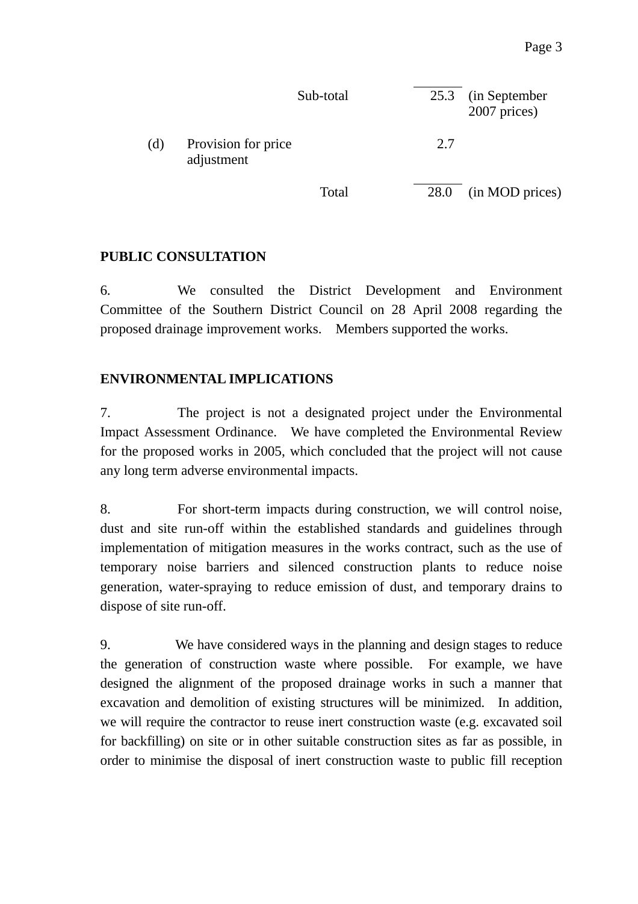| | | | |
|---|---|---|---|
| | Sub-total | 25.3 | (in September 2007 prices) |
| (d) | Provision for price adjustment | 2.7 | |
| | Total | 28.0 | (in MOD prices) |

**PUBLIC CONSULTATION**

6. We consulted the District Development and Environment Committee of the Southern District Council on 28 April 2008 regarding the proposed drainage improvement works. Members supported the works.

**ENVIRONMENTAL IMPLICATIONS**

7. The project is not a designated project under the Environmental Impact Assessment Ordinance. We have completed the Environmental Review for the proposed works in 2005, which concluded that the project will not cause any long term adverse environmental impacts.

8. For short-term impacts during construction, we will control noise, dust and site run-off within the established standards and guidelines through implementation of mitigation measures in the works contract, such as the use of temporary noise barriers and silenced construction plants to reduce noise generation, water-spraying to reduce emission of dust, and temporary drains to dispose of site run-off.

9. We have considered ways in the planning and design stages to reduce the generation of construction waste where possible. For example, we have designed the alignment of the proposed drainage works in such a manner that excavation and demolition of existing structures will be minimized. In addition, we will require the contractor to reuse inert construction waste (e.g. excavated soil for backfilling) on site or in other suitable construction sites as far as possible, in order to minimise the disposal of inert construction waste to public fill reception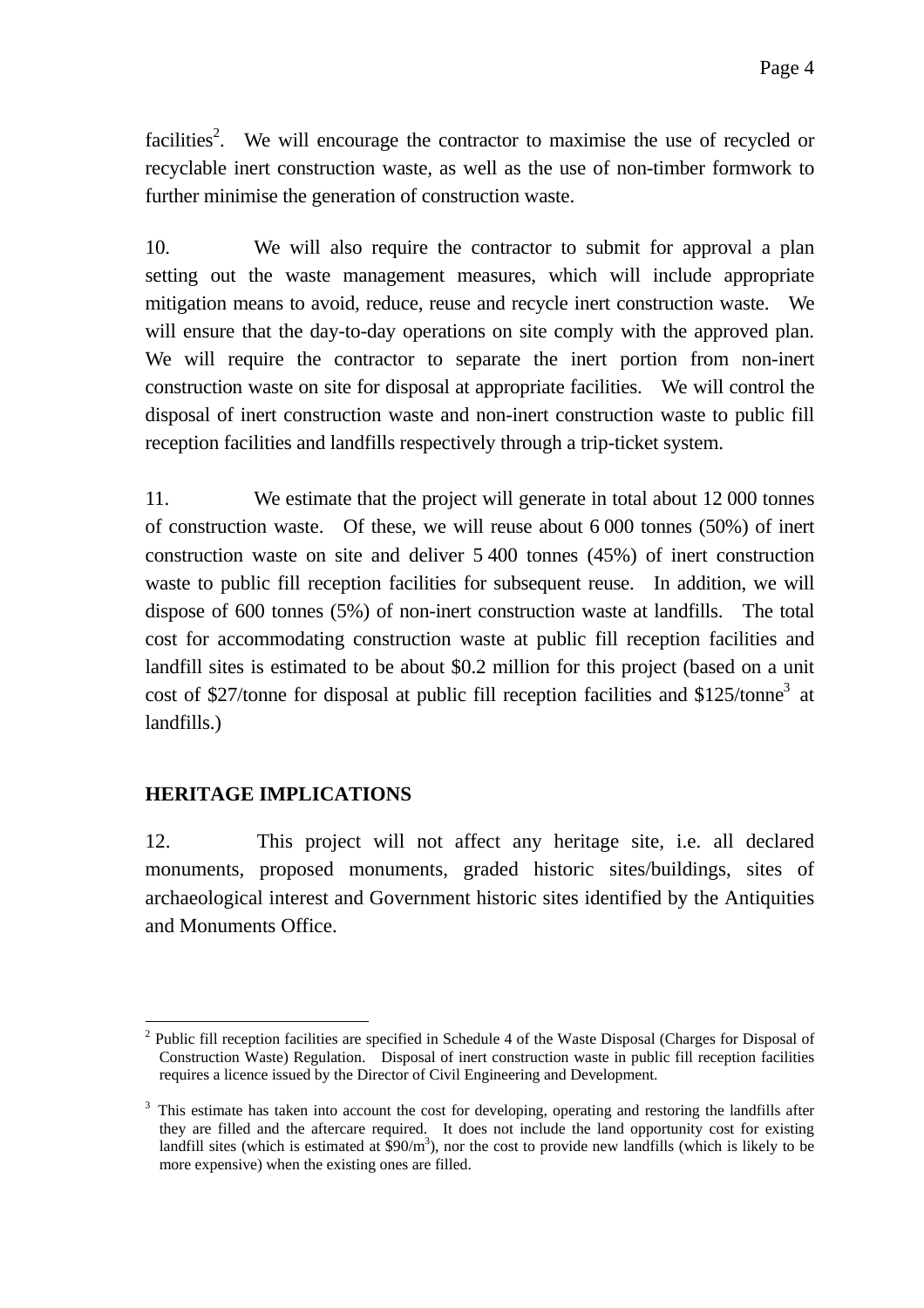facilities[2]. We will encourage the contractor to maximise the use of recycled or recyclable inert construction waste, as well as the use of non-timber formwork to further minimise the generation of construction waste.

10. We will also require the contractor to submit for approval a plan setting out the waste management measures, which will include appropriate mitigation means to avoid, reduce, reuse and recycle inert construction waste. We will ensure that the day-to-day operations on site comply with the approved plan. We will require the contractor to separate the inert portion from non-inert construction waste on site for disposal at appropriate facilities. We will control the disposal of inert construction waste and non-inert construction waste to public fill reception facilities and landfills respectively through a trip-ticket system.

11. We estimate that the project will generate in total about 12 000 tonnes of construction waste. Of these, we will reuse about 6 000 tonnes (50%) of inert construction waste on site and deliver 5 400 tonnes (45%) of inert construction waste to public fill reception facilities for subsequent reuse. In addition, we will dispose of 600 tonnes (5%) of non-inert construction waste at landfills. The total cost for accommodating construction waste at public fill reception facilities and landfill sites is estimated to be about $0.2 million for this project (based on a unit cost of $27/tonne for disposal at public fill reception facilities and $125/tonne[3] at landfills.)

## HERITAGE IMPLICATIONS

12. This project will not affect any heritage site, i.e. all declared monuments, proposed monuments, graded historic sites/buildings, sites of archaeological interest and Government historic sites identified by the Antiquities and Monuments Office.

---

[2] Public fill reception facilities are specified in Schedule 4 of the Waste Disposal (Charges for Disposal of Construction Waste) Regulation. Disposal of inert construction waste in public fill reception facilities requires a licence issued by the Director of Civil Engineering and Development.

[3] This estimate has taken into account the cost for developing, operating and restoring the landfills after they are filled and the aftercare required. It does not include the land opportunity cost for existing landfill sites (which is estimated at $90/m$^3$), nor the cost to provide new landfills (which is likely to be more expensive) when the existing ones are filled.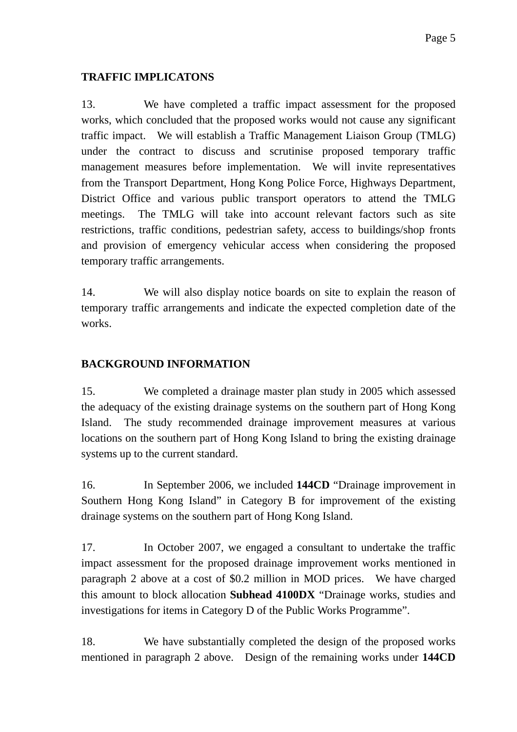**TRAFFIC IMPLICATONS**

13. We have completed a traffic impact assessment for the proposed works, which concluded that the proposed works would not cause any significant traffic impact. We will establish a Traffic Management Liaison Group (TMLG) under the contract to discuss and scrutinise proposed temporary traffic management measures before implementation. We will invite representatives from the Transport Department, Hong Kong Police Force, Highways Department, District Office and various public transport operators to attend the TMLG meetings. The TMLG will take into account relevant factors such as site restrictions, traffic conditions, pedestrian safety, access to buildings/shop fronts and provision of emergency vehicular access when considering the proposed temporary traffic arrangements.

14. We will also display notice boards on site to explain the reason of temporary traffic arrangements and indicate the expected completion date of the works.

**BACKGROUND INFORMATION**

15. We completed a drainage master plan study in 2005 which assessed the adequacy of the existing drainage systems on the southern part of Hong Kong Island. The study recommended drainage improvement measures at various locations on the southern part of Hong Kong Island to bring the existing drainage systems up to the current standard.

16. In September 2006, we included **144CD** "Drainage improvement in Southern Hong Kong Island" in Category B for improvement of the existing drainage systems on the southern part of Hong Kong Island.

17. In October 2007, we engaged a consultant to undertake the traffic impact assessment for the proposed drainage improvement works mentioned in paragraph 2 above at a cost of $0.2 million in MOD prices. We have charged this amount to block allocation **Subhead 4100DX** "Drainage works, studies and investigations for items in Category D of the Public Works Programme".

18. We have substantially completed the design of the proposed works mentioned in paragraph 2 above. Design of the remaining works under **144CD**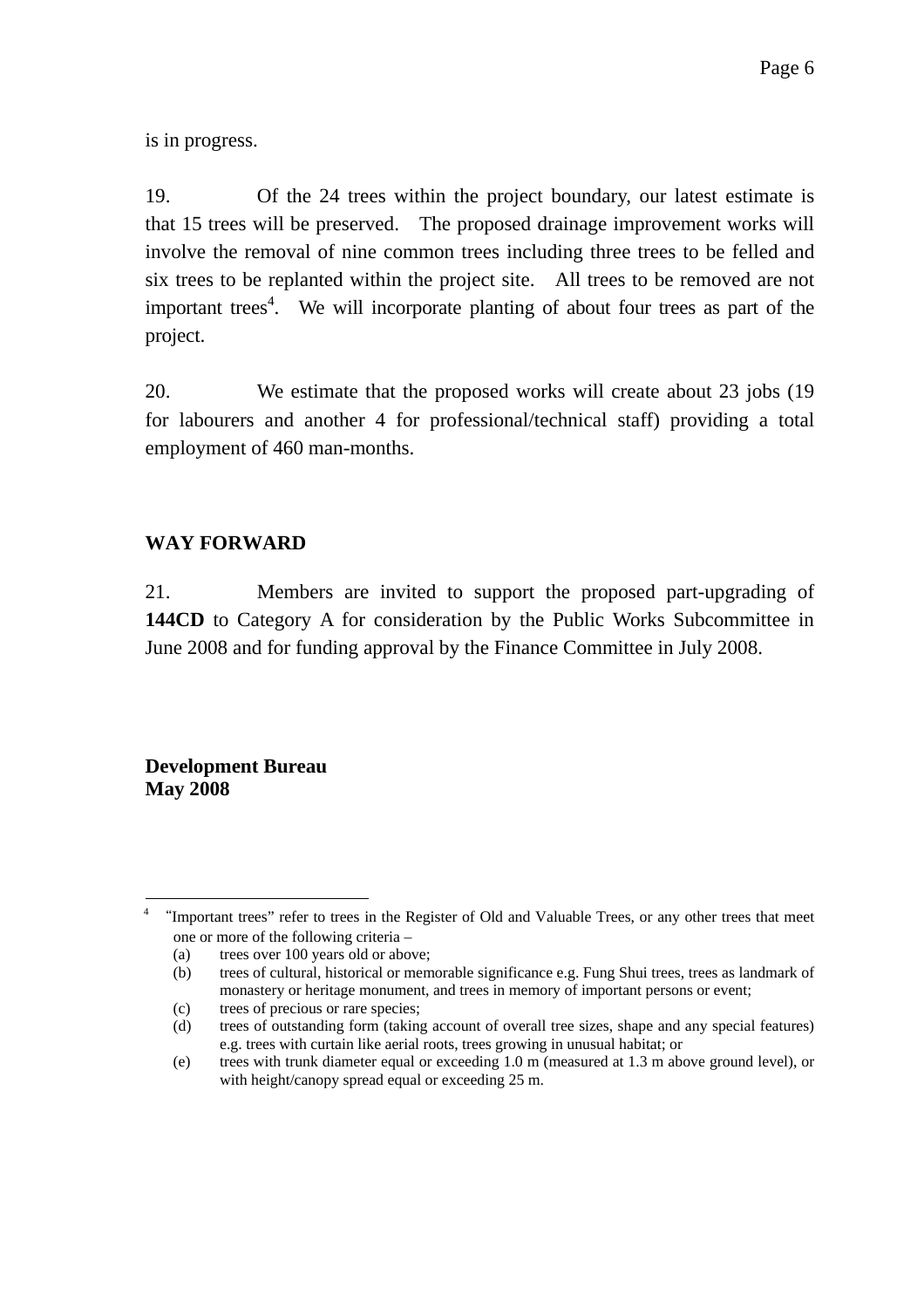is in progress.

19. Of the 24 trees within the project boundary, our latest estimate is that 15 trees will be preserved. The proposed drainage improvement works will involve the removal of nine common trees including three trees to be felled and six trees to be replanted within the project site. All trees to be removed are not important trees[4]. We will incorporate planting of about four trees as part of the project.

20. We estimate that the proposed works will create about 23 jobs (19 for labourers and another 4 for professional/technical staff) providing a total employment of 460 man-months.

## WAY FORWARD

21. Members are invited to support the proposed part-upgrading of **144CD** to Category A for consideration by the Public Works Subcommittee in June 2008 and for funding approval by the Finance Committee in July 2008.

**Development Bureau**
**May 2008**

---

[4] "Important trees" refer to trees in the Register of Old and Valuable Trees, or any other trees that meet one or more of the following criteria –

(a) trees over 100 years old or above;

(b) trees of cultural, historical or memorable significance e.g. Fung Shui trees, trees as landmark of monastery or heritage monument, and trees in memory of important persons or event;

(c) trees of precious or rare species;

(d) trees of outstanding form (taking account of overall tree sizes, shape and any special features) e.g. trees with curtain like aerial roots, trees growing in unusual habitat; or

(e) trees with trunk diameter equal or exceeding 1.0 m (measured at 1.3 m above ground level), or with height/canopy spread equal or exceeding 25 m.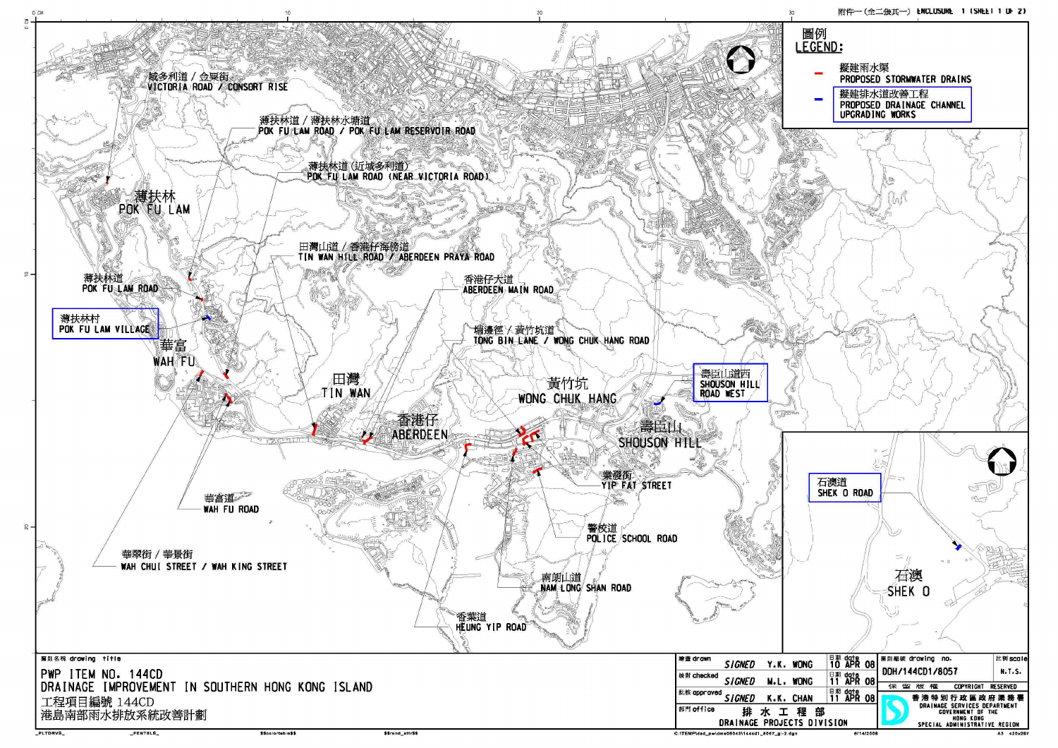附件一（全二張其一） ENCLOSURE 1 (SHEET 1 OF 2)

## 圖例 LEGEND:

- 擬建雨水渠 PROPOSED STORMWATER DRAINS
- 擬建排水道改善工程 PROPOSED DRAINAGE CHANNEL UPGRADING WORKS

威多利道 / 金粟街 VICTORIA ROAD / CONSORT RISE

薄扶林道 / 薄扶林水塘道 POK FU LAM ROAD / POK FU LAM RESERVOIR ROAD

薄扶林道（近域多利道） POK FU LAM ROAD (NEAR VICTORIA ROAD)

薄扶林 POK FU LAM

田灣山道 / 香港仔海傍道 TIN WAN HILL ROAD / ABERDEEN PRAYA ROAD

薄扶林道 POK FU LAM ROAD

香港仔大道 ABERDEEN MAIN ROAD

薄扶林村 POK FU LAM VILLAGE

塘邊徑 / 黃竹坑道 TONG BIN LANE / WONG CHUK HANG ROAD

華富 WAH FU

壽臣山道西 SHOUSON HILL ROAD WEST

田灣 TIN WAN

黃竹坑 WONG CHUK HANG

香港仔 ABERDEEN

壽臣山 SHOUSON HILL

業發街 YIP FAT STREET

華富道 WAH FU ROAD

警校道 POLICE SCHOOL ROAD

華翠街 / 華景街 WAH CHUI STREET / WAH KING STREET

南朗山道 NAM LONG SHAN ROAD

香葉道 HEUNG YIP ROAD

石澳道 SHEK O ROAD

石澳 SHEK O

圖則名稱 drawing title

PWP ITEM NO. 144CD
DRAINAGE IMPROVEMENT IN SOUTHERN HONG KONG ISLAND
工程項目編號 144CD
港島南部雨水排放系統改善計劃

| | | | |
|---|---|---|---|
| 繪畫 drawn | SIGNED | Y.K. WONG | 日期 date 10 APR 08 |
| 核對 checked | SIGNED | M.L. WONG | 日期 date 11 APR 08 |
| 批核 approved | SIGNED | K.K. CHAN | 日期 date 11 APR 08 |
| 部門 office | 排水工程部 DRAINAGE PROJECTS DIVISION | | |

圖則編號 drawing no. DDH/144CD1/8057

比例 scale N.T.S.

保留版權 COPYRIGHT RESERVED

香港特別行政區政府渠務署
DRAINAGE SERVICES DEPARTMENT
GOVERNMENT OF THE HONG KONG SPECIAL ADMINISTRATIVE REGION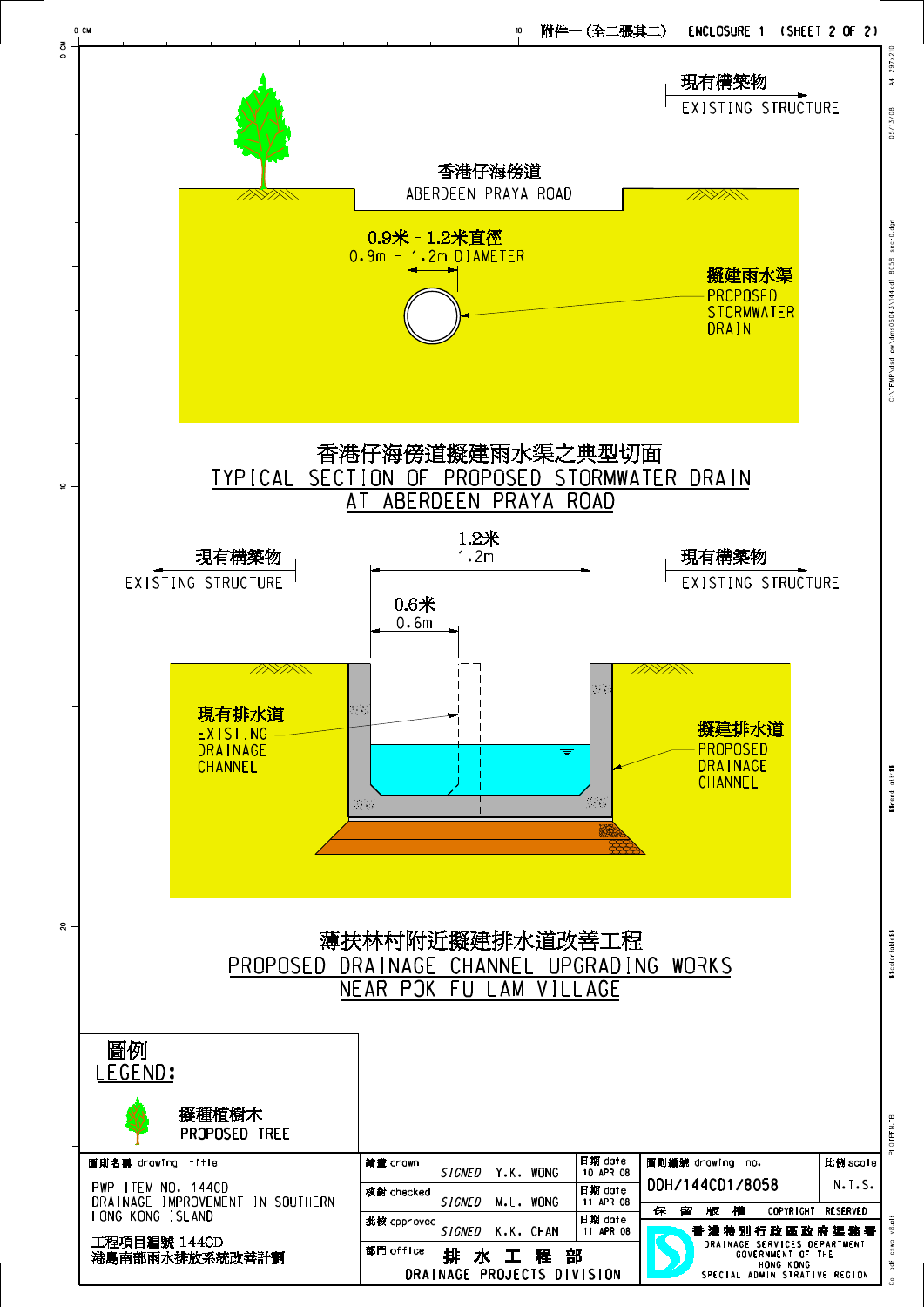附件一(全二張其二) ENCLOSURE 1 (SHEET 2 OF 2)

現有構築物
EXISTING STRUCTURE

香港仔海傍道
ABERDEEN PRAYA ROAD

0.9米 - 1.2米直徑
0.9m - 1.2m DIAMETER

擬建雨水渠
PROPOSED STORMWATER DRAIN

## 香港仔海傍道擬建雨水渠之典型切面
## TYPICAL SECTION OF PROPOSED STORMWATER DRAIN AT ABERDEEN PRAYA ROAD

1.2米
1.2m

現有構築物
EXISTING STRUCTURE

現有構築物
EXISTING STRUCTURE

0.6米
0.6m

現有排水道
EXISTING DRAINAGE CHANNEL

擬建排水道
PROPOSED DRAINAGE CHANNEL

## 薄扶林村附近擬建排水道改善工程
## PROPOSED DRAINAGE CHANNEL UPGRADING WORKS NEAR POK FU LAM VILLAGE

圖例
LEGEND:

擬種植樹木
PROPOSED TREE

| | | | | |
|---|---|---|---|---|
| 圖則名稱 drawing title<br>PWP ITEM NO. 144CD DRAINAGE IMPROVEMENT IN SOUTHERN HONG KONG ISLAND<br>工程項目編號 144CD 港島南部雨水排放系統改善計劃 | 繪畫 drawn SIGNED Y.K. WONG | 日期 date 10 APR 08 | 圖則編號 drawing no.<br>DDH/144CD1/8058 | 比例 scale<br>N.T.S. |
| | 核對 checked SIGNED M.L. WONG | 日期 date 11 APR 08 | 保留版權 COPYRIGHT RESERVED | |
| | 批核 approved SIGNED K.K. CHAN | 日期 date 11 APR 08 | 香港特別行政區政府渠務署<br>DRAINAGE SERVICES DEPARTMENT GOVERNMENT OF THE HONG KONG SPECIAL ADMINISTRATIVE REGION | |
| | 部門 office 排水工程部 DRAINAGE PROJECTS DIVISION | | | |